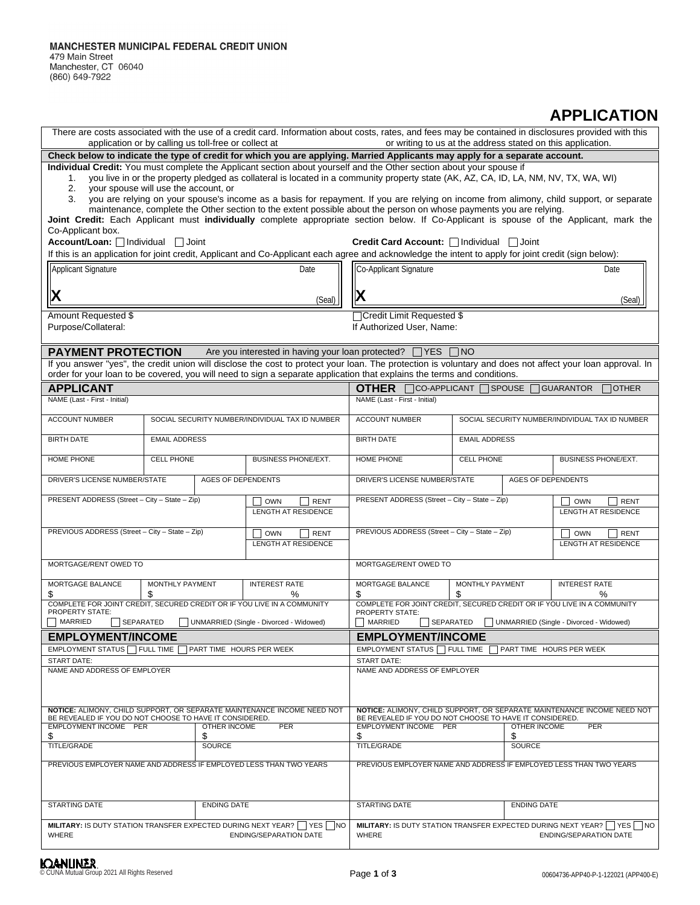**MANCHESTER MUNICIPAL FEDERAL CREDIT UNION**
479 Main Street
Manchester, CT 06040
(860) 649-7922

# APPLICATION

There are costs associated with the use of a credit card. Information about costs, rates, and fees may be contained in disclosures provided with this application or by calling us toll-free or collect at or writing to us at the address stated on this application.

**Check below to indicate the type of credit for which you are applying. Married Applicants may apply for a separate account.**

**Individual Credit:** You must complete the Applicant section about yourself and the Other section about your spouse if

1. you live in or the property pledged as collateral is located in a community property state (AK, AZ, CA, ID, LA, NM, NV, TX, WA, WI)
2. your spouse will use the account, or
3. you are relying on your spouse's income as a basis for repayment. If you are relying on income from alimony, child support, or separate maintenance, complete the Other section to the extent possible about the person on whose payments you are relying.

**Joint Credit:** Each Applicant must **individually** complete appropriate section below. If Co-Applicant is spouse of the Applicant, mark the Co-Applicant box.

**Account/Loan:** ☐ Individual ☐ Joint **Credit Card Account:** ☐ Individual ☐ Joint

If this is an application for joint credit, Applicant and Co-Applicant each agree and acknowledge the intent to apply for joint credit (sign below):

| Applicant Signature | Date | Co-Applicant Signature | Date |
|---|---|---|---|
| X | (Seal) | X | (Seal) |

Amount Requested $ ☐ Credit Limit Requested $
Purpose/Collateral: If Authorized User, Name:

## PAYMENT PROTECTION

Are you interested in having your loan protected? ☐ YES ☐ NO

If you answer "yes", the credit union will disclose the cost to protect your loan. The protection is voluntary and does not affect your loan approval. In order for your loan to be covered, you will need to sign a separate application that explains the terms and conditions.

## APPLICANT

NAME (Last - First - Initial)

| ACCOUNT NUMBER | SOCIAL SECURITY NUMBER/INDIVIDUAL TAX ID NUMBER | |
|---|---|---|
| BIRTH DATE | EMAIL ADDRESS | |
| HOME PHONE | CELL PHONE | BUSINESS PHONE/EXT. |
| DRIVER'S LICENSE NUMBER/STATE | AGES OF DEPENDENTS | |
| PRESENT ADDRESS (Street – City – State – Zip) | ☐ OWN ☐ RENT LENGTH AT RESIDENCE | |
| PREVIOUS ADDRESS (Street – City – State – Zip) | ☐ OWN ☐ RENT LENGTH AT RESIDENCE | |
| MORTGAGE/RENT OWED TO | | |
| MORTGAGE BALANCE $ | MONTHLY PAYMENT $ | INTEREST RATE % |

COMPLETE FOR JOINT CREDIT, SECURED CREDIT OR IF YOU LIVE IN A COMMUNITY PROPERTY STATE:
☐ MARRIED ☐ SEPARATED ☐ UNMARRIED (Single - Divorced - Widowed)

### EMPLOYMENT/INCOME

EMPLOYMENT STATUS ☐ FULL TIME ☐ PART TIME HOURS PER WEEK
START DATE:
NAME AND ADDRESS OF EMPLOYER

**NOTICE:** ALIMONY, CHILD SUPPORT, OR SEPARATE MAINTENANCE INCOME NEED NOT BE REVEALED IF YOU DO NOT CHOOSE TO HAVE IT CONSIDERED.

| EMPLOYMENT INCOME PER | OTHER INCOME PER |
|---|---|
| $ | $ |
| TITLE/GRADE | SOURCE |

PREVIOUS EMPLOYER NAME AND ADDRESS IF EMPLOYED LESS THAN TWO YEARS

| STARTING DATE | ENDING DATE |
|---|---|

**MILITARY:** IS DUTY STATION TRANSFER EXPECTED DURING NEXT YEAR? ☐ YES ☐ NO
WHERE ENDING/SEPARATION DATE

## OTHER ☐ CO-APPLICANT ☐ SPOUSE ☐ GUARANTOR ☐ OTHER

NAME (Last - First - Initial)

| ACCOUNT NUMBER | SOCIAL SECURITY NUMBER/INDIVIDUAL TAX ID NUMBER | |
|---|---|---|
| BIRTH DATE | EMAIL ADDRESS | |
| HOME PHONE | CELL PHONE | BUSINESS PHONE/EXT. |
| DRIVER'S LICENSE NUMBER/STATE | AGES OF DEPENDENTS | |
| PRESENT ADDRESS (Street – City – State – Zip) | ☐ OWN ☐ RENT LENGTH AT RESIDENCE | |
| PREVIOUS ADDRESS (Street – City – State – Zip) | ☐ OWN ☐ RENT LENGTH AT RESIDENCE | |
| MORTGAGE/RENT OWED TO | | |
| MORTGAGE BALANCE $ | MONTHLY PAYMENT $ | INTEREST RATE % |

COMPLETE FOR JOINT CREDIT, SECURED CREDIT OR IF YOU LIVE IN A COMMUNITY PROPERTY STATE:
☐ MARRIED ☐ SEPARATED ☐ UNMARRIED (Single - Divorced - Widowed)

### EMPLOYMENT/INCOME

EMPLOYMENT STATUS ☐ FULL TIME ☐ PART TIME HOURS PER WEEK
START DATE:
NAME AND ADDRESS OF EMPLOYER

**NOTICE:** ALIMONY, CHILD SUPPORT, OR SEPARATE MAINTENANCE INCOME NEED NOT BE REVEALED IF YOU DO NOT CHOOSE TO HAVE IT CONSIDERED.

| EMPLOYMENT INCOME PER | OTHER INCOME PER |
|---|---|
| $ | $ |
| TITLE/GRADE | SOURCE |

PREVIOUS EMPLOYER NAME AND ADDRESS IF EMPLOYED LESS THAN TWO YEARS

| STARTING DATE | ENDING DATE |
|---|---|

**MILITARY:** IS DUTY STATION TRANSFER EXPECTED DURING NEXT YEAR? ☐ YES ☐ NO
WHERE ENDING/SEPARATION DATE

LOANLINER
© CUNA Mutual Group 2021 All Rights Reserved

00604736-APP40-P-1-122021 (APP400-E)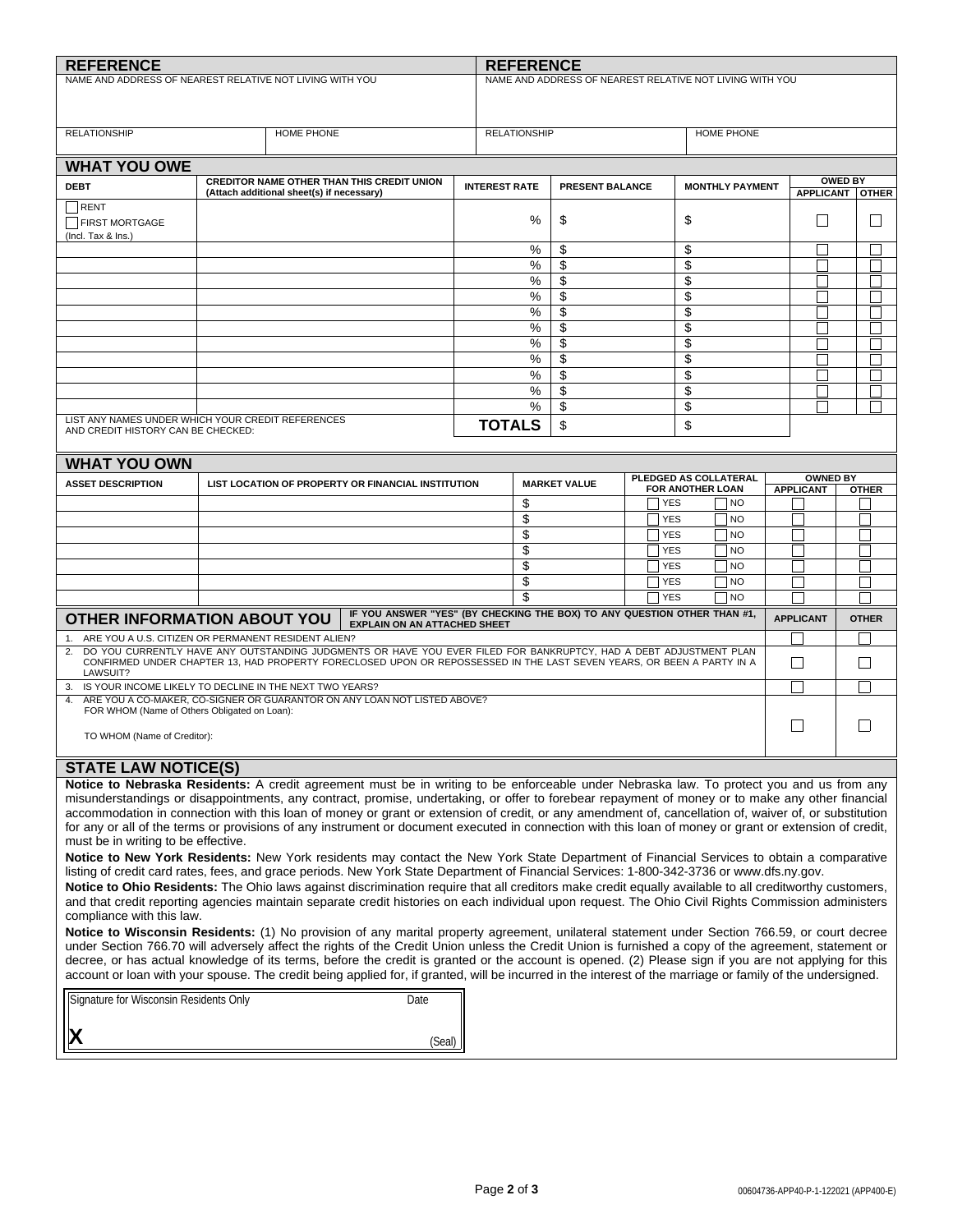| REFERENCE | | REFERENCE | |
|---|---|---|---|
| NAME AND ADDRESS OF NEAREST RELATIVE NOT LIVING WITH YOU | | NAME AND ADDRESS OF NEAREST RELATIVE NOT LIVING WITH YOU | |
| RELATIONSHIP | HOME PHONE | RELATIONSHIP | HOME PHONE |

## WHAT YOU OWE

| DEBT | CREDITOR NAME OTHER THAN THIS CREDIT UNION (Attach additional sheet(s) if necessary) | INTEREST RATE | PRESENT BALANCE | MONTHLY PAYMENT | OWED BY APPLICANT | OWED BY OTHER |
|---|---|---|---|---|---|---|
| ☐ RENT<br>☐ FIRST MORTGAGE (Incl. Tax & Ins.) | | % | $ | $ | ☐ | ☐ |
| | | % | $ | $ | ☐ | ☐ |
| | | % | $ | $ | ☐ | ☐ |
| | | % | $ | $ | ☐ | ☐ |
| | | % | $ | $ | ☐ | ☐ |
| | | % | $ | $ | ☐ | ☐ |
| | | % | $ | $ | ☐ | ☐ |
| | | % | $ | $ | ☐ | ☐ |
| | | % | $ | $ | ☐ | ☐ |
| | | % | $ | $ | ☐ | ☐ |
| | | % | $ | $ | ☐ | ☐ |
| | | % | $ | $ | ☐ | ☐ |
| LIST ANY NAMES UNDER WHICH YOUR CREDIT REFERENCES AND CREDIT HISTORY CAN BE CHECKED: | | **TOTALS** | $ | $ | | |

## WHAT YOU OWN

| ASSET DESCRIPTION | LIST LOCATION OF PROPERTY OR FINANCIAL INSTITUTION | MARKET VALUE | PLEDGED AS COLLATERAL FOR ANOTHER LOAN | OWNED BY APPLICANT | OWNED BY OTHER |
|---|---|---|---|---|---|
| | | $ | ☐ YES ☐ NO | ☐ | ☐ |
| | | $ | ☐ YES ☐ NO | ☐ | ☐ |
| | | $ | ☐ YES ☐ NO | ☐ | ☐ |
| | | $ | ☐ YES ☐ NO | ☐ | ☐ |
| | | $ | ☐ YES ☐ NO | ☐ | ☐ |
| | | $ | ☐ YES ☐ NO | ☐ | ☐ |
| | | $ | ☐ YES ☐ NO | ☐ | ☐ |

## OTHER INFORMATION ABOUT YOU

| IF YOU ANSWER "YES" (BY CHECKING THE BOX) TO ANY QUESTION OTHER THAN #1, EXPLAIN ON AN ATTACHED SHEET | APPLICANT | OTHER |
|---|---|---|
| 1. ARE YOU A U.S. CITIZEN OR PERMANENT RESIDENT ALIEN? | ☐ | ☐ |
| 2. DO YOU CURRENTLY HAVE ANY OUTSTANDING JUDGMENTS OR HAVE YOU EVER FILED FOR BANKRUPTCY, HAD A DEBT ADJUSTMENT PLAN CONFIRMED UNDER CHAPTER 13, HAD PROPERTY FORECLOSED UPON OR REPOSSESSED IN THE LAST SEVEN YEARS, OR BEEN A PARTY IN A LAWSUIT? | ☐ | ☐ |
| 3. IS YOUR INCOME LIKELY TO DECLINE IN THE NEXT TWO YEARS? | ☐ | ☐ |
| 4. ARE YOU A CO-MAKER, CO-SIGNER OR GUARANTOR ON ANY LOAN NOT LISTED ABOVE?<br>FOR WHOM (Name of Others Obligated on Loan):<br>TO WHOM (Name of Creditor): | ☐ | ☐ |

## STATE LAW NOTICE(S)

**Notice to Nebraska Residents:** A credit agreement must be in writing to be enforceable under Nebraska law. To protect you and us from any misunderstandings or disappointments, any contract, promise, undertaking, or offer to forebear repayment of money or to make any other financial accommodation in connection with this loan of money or grant or extension of credit, or any amendment of, cancellation of, waiver of, or substitution for any or all of the terms or provisions of any instrument or document executed in connection with this loan of money or grant or extension of credit, must be in writing to be effective.

**Notice to New York Residents:** New York residents may contact the New York State Department of Financial Services to obtain a comparative listing of credit card rates, fees, and grace periods. New York State Department of Financial Services: 1-800-342-3736 or www.dfs.ny.gov.

**Notice to Ohio Residents:** The Ohio laws against discrimination require that all creditors make credit equally available to all creditworthy customers, and that credit reporting agencies maintain separate credit histories on each individual upon request. The Ohio Civil Rights Commission administers compliance with this law.

**Notice to Wisconsin Residents:** (1) No provision of any marital property agreement, unilateral statement under Section 766.59, or court decree under Section 766.70 will adversely affect the rights of the Credit Union unless the Credit Union is furnished a copy of the agreement, statement or decree, or has actual knowledge of its terms, before the credit is granted or the account is opened. (2) Please sign if you are not applying for this account or loan with your spouse. The credit being applied for, if granted, will be incurred in the interest of the marriage or family of the undersigned.

| Signature for Wisconsin Residents Only | Date |
|---|---|
| **X** | (Seal) |

00604736-APP40-P-1-122021 (APP400-E)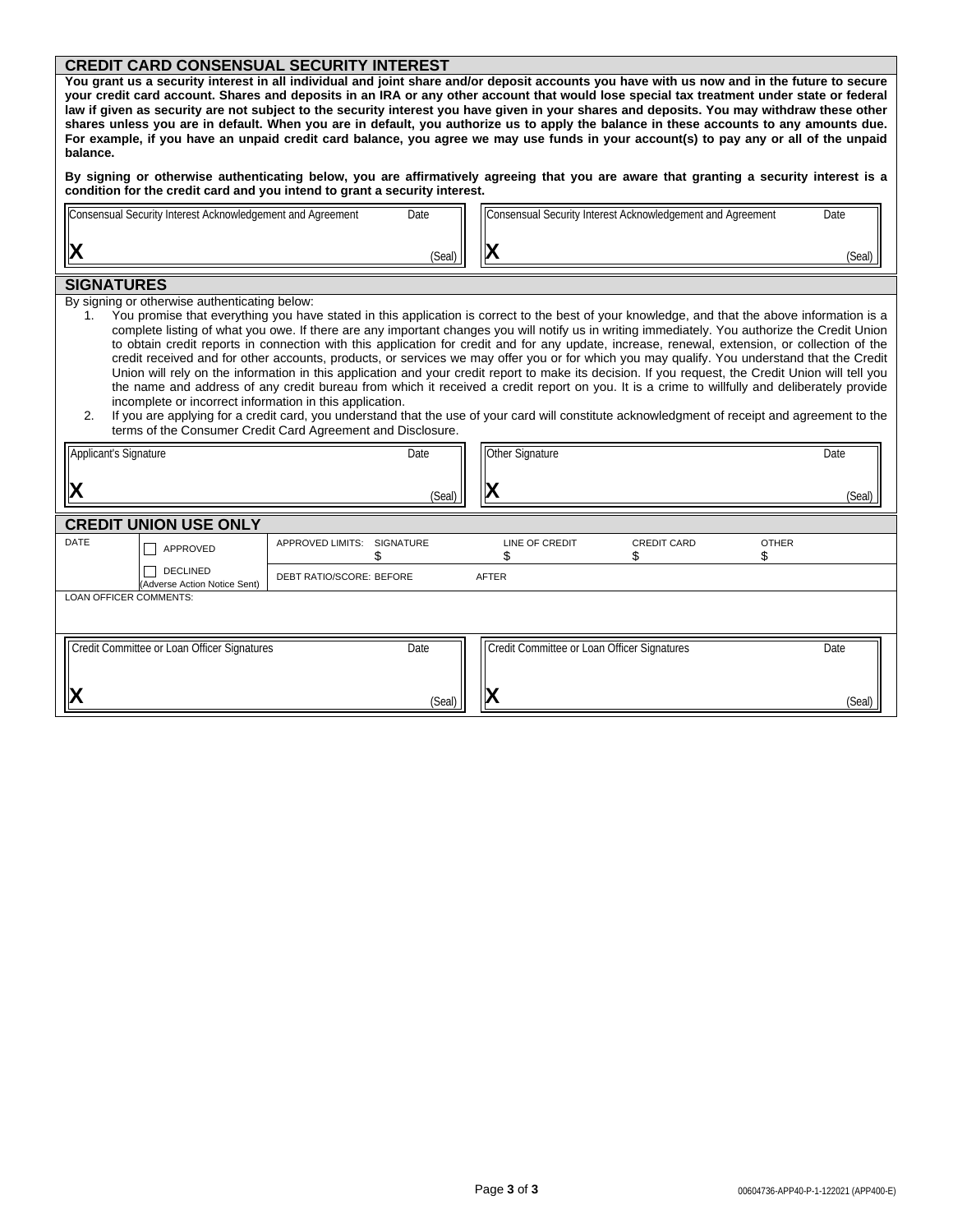## CREDIT CARD CONSENSUAL SECURITY INTEREST

**You grant us a security interest in all individual and joint share and/or deposit accounts you have with us now and in the future to secure your credit card account. Shares and deposits in an IRA or any other account that would lose special tax treatment under state or federal law if given as security are not subject to the security interest you have given in your shares and deposits. You may withdraw these other shares unless you are in default. When you are in default, you authorize us to apply the balance in these accounts to any amounts due. For example, if you have an unpaid credit card balance, you agree we may use funds in your account(s) to pay any or all of the unpaid balance.**

**By signing or otherwise authenticating below, you are affirmatively agreeing that you are aware that granting a security interest is a condition for the credit card and you intend to grant a security interest.**

| Consensual Security Interest Acknowledgement and Agreement | Date | Consensual Security Interest Acknowledgement and Agreement | Date |
|---|---|---|---|
| X | (Seal) | X | (Seal) |

## SIGNATURES

By signing or otherwise authenticating below:

1. You promise that everything you have stated in this application is correct to the best of your knowledge, and that the above information is a complete listing of what you owe. If there are any important changes you will notify us in writing immediately. You authorize the Credit Union to obtain credit reports in connection with this application for credit and for any update, increase, renewal, extension, or collection of the credit received and for other accounts, products, or services we may offer you or for which you may qualify. You understand that the Credit Union will rely on the information in this application and your credit report to make its decision. If you request, the Credit Union will tell you the name and address of any credit bureau from which it received a credit report on you. It is a crime to willfully and deliberately provide incomplete or incorrect information in this application.
2. If you are applying for a credit card, you understand that the use of your card will constitute acknowledgment of receipt and agreement to the terms of the Consumer Credit Card Agreement and Disclosure.

| Applicant's Signature | Date | Other Signature | Date |
|---|---|---|---|
| X | (Seal) | X | (Seal) |

## CREDIT UNION USE ONLY

| DATE | ☐ APPROVED | APPROVED LIMITS: SIGNATURE $ | LINE OF CREDIT $ | CREDIT CARD $ | OTHER $ |
|---|---|---|---|---|---|
| | ☐ DECLINED (Adverse Action Notice Sent) | DEBT RATIO/SCORE: BEFORE | AFTER | | |

LOAN OFFICER COMMENTS:

| Credit Committee or Loan Officer Signatures | Date | Credit Committee or Loan Officer Signatures | Date |
|---|---|---|---|
| X | (Seal) | X | (Seal) |

00604736-APP40-P-1-122021 (APP400-E)